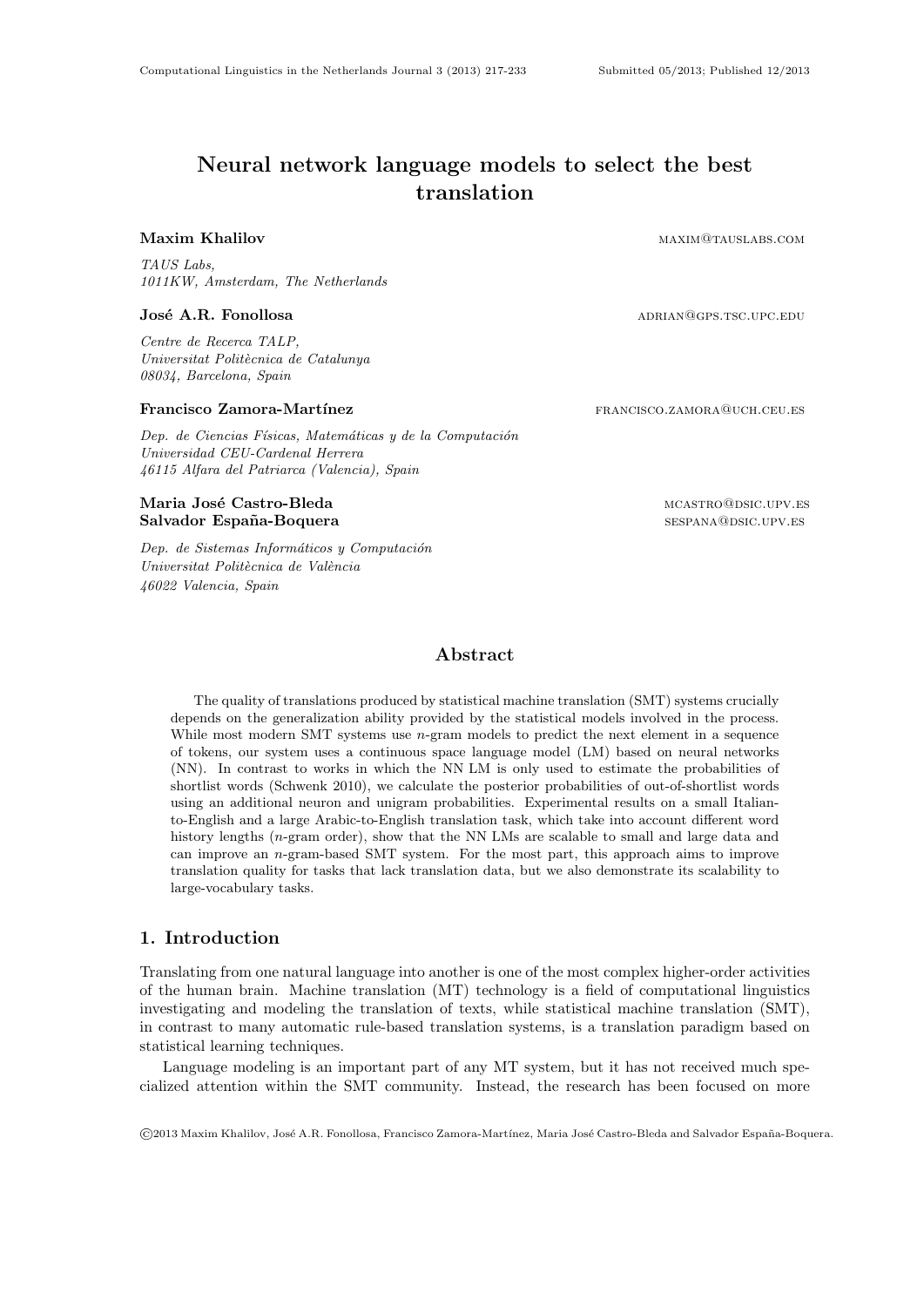# Neural network language models to select the best translation

**Maxim Khalilov** maxim@tauslabs.com

*TAUS Labs,*
*1011KW, Amsterdam, The Netherlands*

**José A.R. Fonollosa** adrian@gps.tsc.upc.edu

*Centre de Recerca TALP,*
*Universitat Politècnica de Catalunya*
*08034, Barcelona, Spain*

**Francisco Zamora-Martínez** francisco.zamora@uch.ceu.es

*Dep. de Ciencias Físicas, Matemáticas y de la Computación*
*Universidad CEU-Cardenal Herrera*
*46115 Alfara del Patriarca (Valencia), Spain*

**Maria José Castro-Bleda** mcastro@dsic.upv.es
**Salvador España-Boquera** sespana@dsic.upv.es

*Dep. de Sistemas Informáticos y Computación*
*Universitat Politècnica de València*
*46022 Valencia, Spain*

## Abstract

The quality of translations produced by statistical machine translation (SMT) systems crucially depends on the generalization ability provided by the statistical models involved in the process. While most modern SMT systems use *n*-gram models to predict the next element in a sequence of tokens, our system uses a continuous space language model (LM) based on neural networks (NN). In contrast to works in which the NN LM is only used to estimate the probabilities of shortlist words (Schwenk 2010), we calculate the posterior probabilities of out-of-shortlist words using an additional neuron and unigram probabilities. Experimental results on a small Italian-to-English and a large Arabic-to-English translation task, which take into account different word history lengths (*n*-gram order), show that the NN LMs are scalable to small and large data and can improve an *n*-gram-based SMT system. For the most part, this approach aims to improve translation quality for tasks that lack translation data, but we also demonstrate its scalability to large-vocabulary tasks.

## 1. Introduction

Translating from one natural language into another is one of the most complex higher-order activities of the human brain. Machine translation (MT) technology is a field of computational linguistics investigating and modeling the translation of texts, while statistical machine translation (SMT), in contrast to many automatic rule-based translation systems, is a translation paradigm based on statistical learning techniques.

Language modeling is an important part of any MT system, but it has not received much specialized attention within the SMT community. Instead, the research has been focused on more

©2013 Maxim Khalilov, José A.R. Fonollosa, Francisco Zamora-Martínez, Maria José Castro-Bleda and Salvador España-Boquera.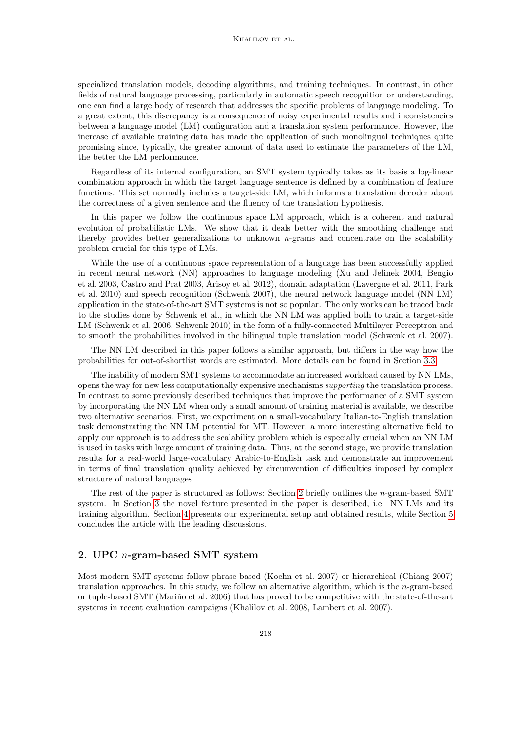specialized translation models, decoding algorithms, and training techniques. In contrast, in other fields of natural language processing, particularly in automatic speech recognition or understanding, one can find a large body of research that addresses the specific problems of language modeling. To a great extent, this discrepancy is a consequence of noisy experimental results and inconsistencies between a language model (LM) configuration and a translation system performance. However, the increase of available training data has made the application of such monolingual techniques quite promising since, typically, the greater amount of data used to estimate the parameters of the LM, the better the LM performance.

Regardless of its internal configuration, an SMT system typically takes as its basis a log-linear combination approach in which the target language sentence is defined by a combination of feature functions. This set normally includes a target-side LM, which informs a translation decoder about the correctness of a given sentence and the fluency of the translation hypothesis.

In this paper we follow the continuous space LM approach, which is a coherent and natural evolution of probabilistic LMs. We show that it deals better with the smoothing challenge and thereby provides better generalizations to unknown $n$-grams and concentrate on the scalability problem crucial for this type of LMs.

While the use of a continuous space representation of a language has been successfully applied in recent neural network (NN) approaches to language modeling (Xu and Jelinek 2004, Bengio et al. 2003, Castro and Prat 2003, Arisoy et al. 2012), domain adaptation (Lavergne et al. 2011, Park et al. 2010) and speech recognition (Schwenk 2007), the neural network language model (NN LM) application in the state-of-the-art SMT systems is not so popular. The only works can be traced back to the studies done by Schwenk et al., in which the NN LM was applied both to train a target-side LM (Schwenk et al. 2006, Schwenk 2010) in the form of a fully-connected Multilayer Perceptron and to smooth the probabilities involved in the bilingual tuple translation model (Schwenk et al. 2007).

The NN LM described in this paper follows a similar approach, but differs in the way how the probabilities for out-of-shortlist words are estimated. More details can be found in Section 3.3.

The inability of modern SMT systems to accommodate an increased workload caused by NN LMs, opens the way for new less computationally expensive mechanisms *supporting* the translation process. In contrast to some previously described techniques that improve the performance of a SMT system by incorporating the NN LM when only a small amount of training material is available, we describe two alternative scenarios. First, we experiment on a small-vocabulary Italian-to-English translation task demonstrating the NN LM potential for MT. However, a more interesting alternative field to apply our approach is to address the scalability problem which is especially crucial when an NN LM is used in tasks with large amount of training data. Thus, at the second stage, we provide translation results for a real-world large-vocabulary Arabic-to-English task and demonstrate an improvement in terms of final translation quality achieved by circumvention of difficulties imposed by complex structure of natural languages.

The rest of the paper is structured as follows: Section 2 briefly outlines the $n$-gram-based SMT system. In Section 3 the novel feature presented in the paper is described, i.e. NN LMs and its training algorithm. Section 4 presents our experimental setup and obtained results, while Section 5 concludes the article with the leading discussions.

## 2. UPC $n$-gram-based SMT system

Most modern SMT systems follow phrase-based (Koehn et al. 2007) or hierarchical (Chiang 2007) translation approaches. In this study, we follow an alternative algorithm, which is the $n$-gram-based or tuple-based SMT (Mariño et al. 2006) that has proved to be competitive with the state-of-the-art systems in recent evaluation campaigns (Khalilov et al. 2008, Lambert et al. 2007).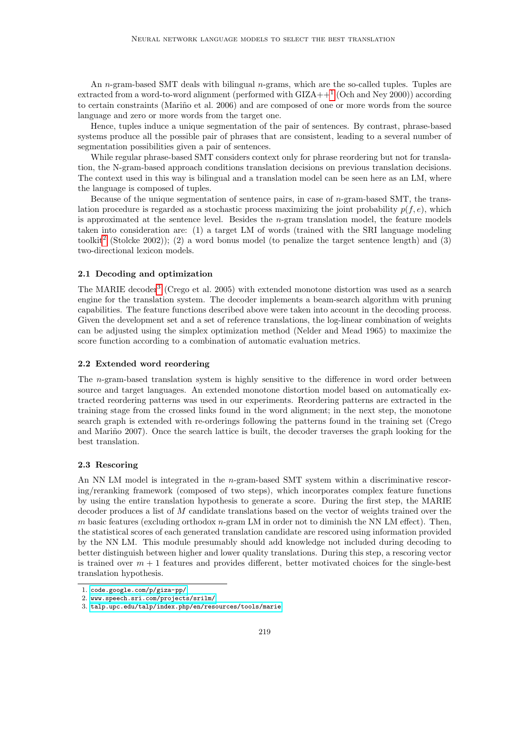An $n$-gram-based SMT deals with bilingual $n$-grams, which are the so-called tuples. Tuples are extracted from a word-to-word alignment (performed with GIZA++[1] (Och and Ney 2000)) according to certain constraints (Mariño et al. 2006) and are composed of one or more words from the source language and zero or more words from the target one.

Hence, tuples induce a unique segmentation of the pair of sentences. By contrast, phrase-based systems produce all the possible pair of phrases that are consistent, leading to a several number of segmentation possibilities given a pair of sentences.

While regular phrase-based SMT considers context only for phrase reordering but not for translation, the N-gram-based approach conditions translation decisions on previous translation decisions. The context used in this way is bilingual and a translation model can be seen here as an LM, where the language is composed of tuples.

Because of the unique segmentation of sentence pairs, in case of $n$-gram-based SMT, the translation procedure is regarded as a stochastic process maximizing the joint probability $p(f, e)$, which is approximated at the sentence level. Besides the $n$-gram translation model, the feature models taken into consideration are: (1) a target LM of words (trained with the SRI language modeling toolkit[2] (Stolcke 2002)); (2) a word bonus model (to penalize the target sentence length) and (3) two-directional lexicon models.

### 2.1 Decoding and optimization

The MARIE decoder[3] (Crego et al. 2005) with extended monotone distortion was used as a search engine for the translation system. The decoder implements a beam-search algorithm with pruning capabilities. The feature functions described above were taken into account in the decoding process. Given the development set and a set of reference translations, the log-linear combination of weights can be adjusted using the simplex optimization method (Nelder and Mead 1965) to maximize the score function according to a combination of automatic evaluation metrics.

### 2.2 Extended word reordering

The $n$-gram-based translation system is highly sensitive to the difference in word order between source and target languages. An extended monotone distortion model based on automatically extracted reordering patterns was used in our experiments. Reordering patterns are extracted in the training stage from the crossed links found in the word alignment; in the next step, the monotone search graph is extended with re-orderings following the patterns found in the training set (Crego and Mariño 2007). Once the search lattice is built, the decoder traverses the graph looking for the best translation.

### 2.3 Rescoring

An NN LM model is integrated in the $n$-gram-based SMT system within a discriminative rescoring/reranking framework (composed of two steps), which incorporates complex feature functions by using the entire translation hypothesis to generate a score. During the first step, the MARIE decoder produces a list of $M$ candidate translations based on the vector of weights trained over the $m$ basic features (excluding orthodox $n$-gram LM in order not to diminish the NN LM effect). Then, the statistical scores of each generated translation candidate are rescored using information provided by the NN LM. This module presumably should add knowledge not included during decoding to better distinguish between higher and lower quality translations. During this step, a rescoring vector is trained over $m + 1$ features and provides different, better motivated choices for the single-best translation hypothesis.

1. code.google.com/p/giza-pp/
2. www.speech.sri.com/projects/srilm/
3. talp.upc.edu/talp/index.php/en/resources/tools/marie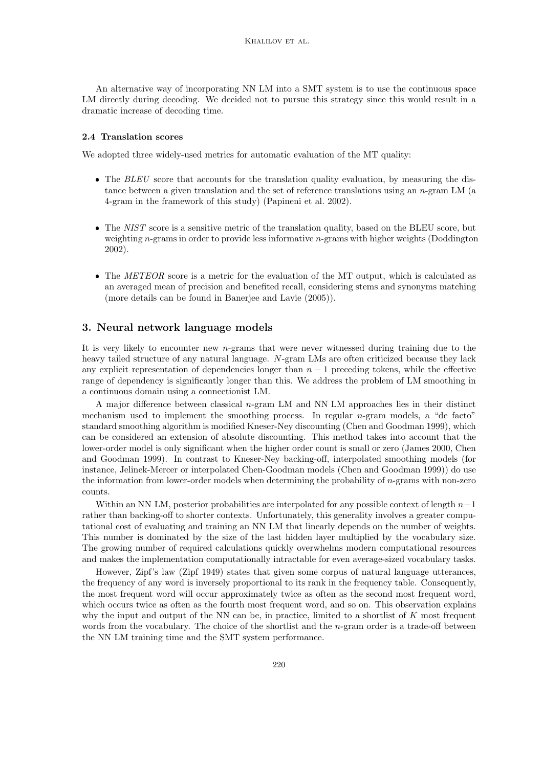An alternative way of incorporating NN LM into a SMT system is to use the continuous space LM directly during decoding. We decided not to pursue this strategy since this would result in a dramatic increase of decoding time.

### 2.4 Translation scores

We adopted three widely-used metrics for automatic evaluation of the MT quality:

- The *BLEU* score that accounts for the translation quality evaluation, by measuring the distance between a given translation and the set of reference translations using an $n$-gram LM (a 4-gram in the framework of this study) (Papineni et al. 2002).

- The *NIST* score is a sensitive metric of the translation quality, based on the BLEU score, but weighting $n$-grams in order to provide less informative $n$-grams with higher weights (Doddington 2002).

- The *METEOR* score is a metric for the evaluation of the MT output, which is calculated as an averaged mean of precision and benefited recall, considering stems and synonyms matching (more details can be found in Banerjee and Lavie (2005)).

## 3. Neural network language models

It is very likely to encounter new $n$-grams that were never witnessed during training due to the heavy tailed structure of any natural language. $N$-gram LMs are often criticized because they lack any explicit representation of dependencies longer than $n-1$ preceding tokens, while the effective range of dependency is significantly longer than this. We address the problem of LM smoothing in a continuous domain using a connectionist LM.

A major difference between classical $n$-gram LM and NN LM approaches lies in their distinct mechanism used to implement the smoothing process. In regular $n$-gram models, a "de facto" standard smoothing algorithm is modified Kneser-Ney discounting (Chen and Goodman 1999), which can be considered an extension of absolute discounting. This method takes into account that the lower-order model is only significant when the higher order count is small or zero (James 2000, Chen and Goodman 1999). In contrast to Kneser-Ney backing-off, interpolated smoothing models (for instance, Jelinek-Mercer or interpolated Chen-Goodman models (Chen and Goodman 1999)) do use the information from lower-order models when determining the probability of $n$-grams with non-zero counts.

Within an NN LM, posterior probabilities are interpolated for any possible context of length $n-1$ rather than backing-off to shorter contexts. Unfortunately, this generality involves a greater computational cost of evaluating and training an NN LM that linearly depends on the number of weights. This number is dominated by the size of the last hidden layer multiplied by the vocabulary size. The growing number of required calculations quickly overwhelms modern computational resources and makes the implementation computationally intractable for even average-sized vocabulary tasks.

However, Zipf's law (Zipf 1949) states that given some corpus of natural language utterances, the frequency of any word is inversely proportional to its rank in the frequency table. Consequently, the most frequent word will occur approximately twice as often as the second most frequent word, which occurs twice as often as the fourth most frequent word, and so on. This observation explains why the input and output of the NN can be, in practice, limited to a shortlist of $K$ most frequent words from the vocabulary. The choice of the shortlist and the $n$-gram order is a trade-off between the NN LM training time and the SMT system performance.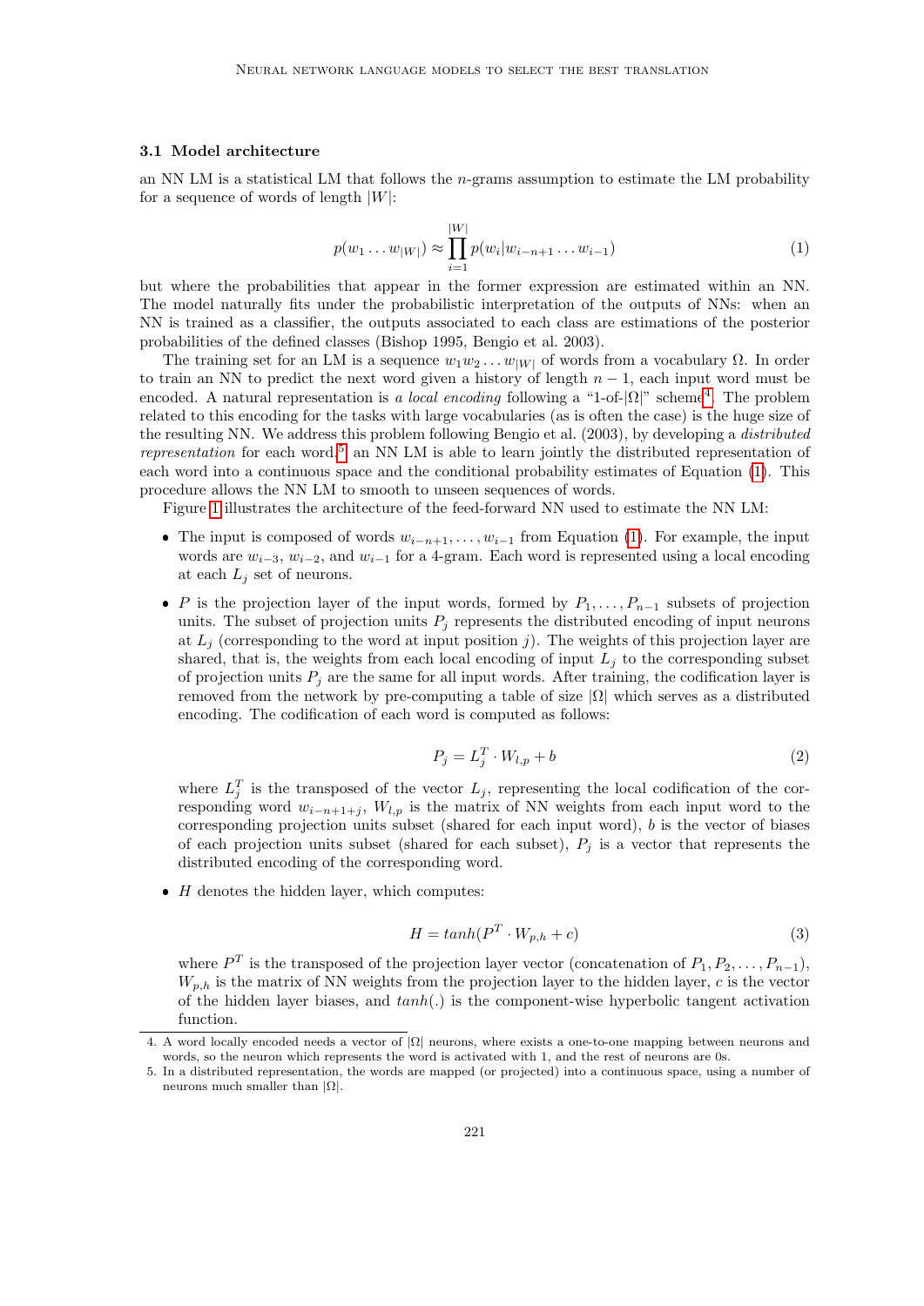### 3.1 Model architecture

an NN LM is a statistical LM that follows the $n$-grams assumption to estimate the LM probability for a sequence of words of length $|W|$:

$$p(w_1 \dots w_{|W|}) \approx \prod_{i=1}^{|W|} p(w_i | w_{i-n+1} \dots w_{i-1}) \tag{1}$$

but where the probabilities that appear in the former expression are estimated within an NN. The model naturally fits under the probabilistic interpretation of the outputs of NNs: when an NN is trained as a classifier, the outputs associated to each class are estimations of the posterior probabilities of the defined classes (Bishop 1995, Bengio et al. 2003).

The training set for an LM is a sequence $w_1 w_2 \dots w_{|W|}$ of words from a vocabulary $\Omega$. In order to train an NN to predict the next word given a history of length $n-1$, each input word must be encoded. A natural representation is *a local encoding* following a "1-of-$|\Omega|$" scheme[4]. The problem related to this encoding for the tasks with large vocabularies (as is often the case) is the huge size of the resulting NN. We address this problem following Bengio et al. (2003), by developing a *distributed representation* for each word.[5] an NN LM is able to learn jointly the distributed representation of each word into a continuous space and the conditional probability estimates of Equation (1). This procedure allows the NN LM to smooth to unseen sequences of words.

Figure 1 illustrates the architecture of the feed-forward NN used to estimate the NN LM:

- The input is composed of words $w_{i-n+1}, \dots, w_{i-1}$ from Equation (1). For example, the input words are $w_{i-3}$, $w_{i-2}$, and $w_{i-1}$ for a 4-gram. Each word is represented using a local encoding at each $L_j$ set of neurons.

- $P$ is the projection layer of the input words, formed by $P_1, \dots, P_{n-1}$ subsets of projection units. The subset of projection units $P_j$ represents the distributed encoding of input neurons at $L_j$ (corresponding to the word at input position $j$). The weights of this projection layer are shared, that is, the weights from each local encoding of input $L_j$ to the corresponding subset of projection units $P_j$ are the same for all input words. After training, the codification layer is removed from the network by pre-computing a table of size $|\Omega|$ which serves as a distributed encoding. The codification of each word is computed as follows:

$$P_j = L_j^T \cdot W_{l,p} + b \tag{2}$$

where $L_j^T$ is the transposed of the vector $L_j$, representing the local codification of the corresponding word $w_{i-n+1+j}$, $W_{l,p}$ is the matrix of NN weights from each input word to the corresponding projection units subset (shared for each input word), $b$ is the vector of biases of each projection units subset (shared for each subset), $P_j$ is a vector that represents the distributed encoding of the corresponding word.

- $H$ denotes the hidden layer, which computes:

$$H = tanh(P^T \cdot W_{p,h} + c) \tag{3}$$

where $P^T$ is the transposed of the projection layer vector (concatenation of $P_1, P_2, \dots, P_{n-1}$), $W_{p,h}$ is the matrix of NN weights from the projection layer to the hidden layer, $c$ is the vector of the hidden layer biases, and $tanh(.)$ is the component-wise hyperbolic tangent activation function.

---

4. A word locally encoded needs a vector of $|\Omega|$ neurons, where exists a one-to-one mapping between neurons and words, so the neuron which represents the word is activated with 1, and the rest of neurons are 0s.
5. In a distributed representation, the words are mapped (or projected) into a continuous space, using a number of neurons much smaller than $|\Omega|$.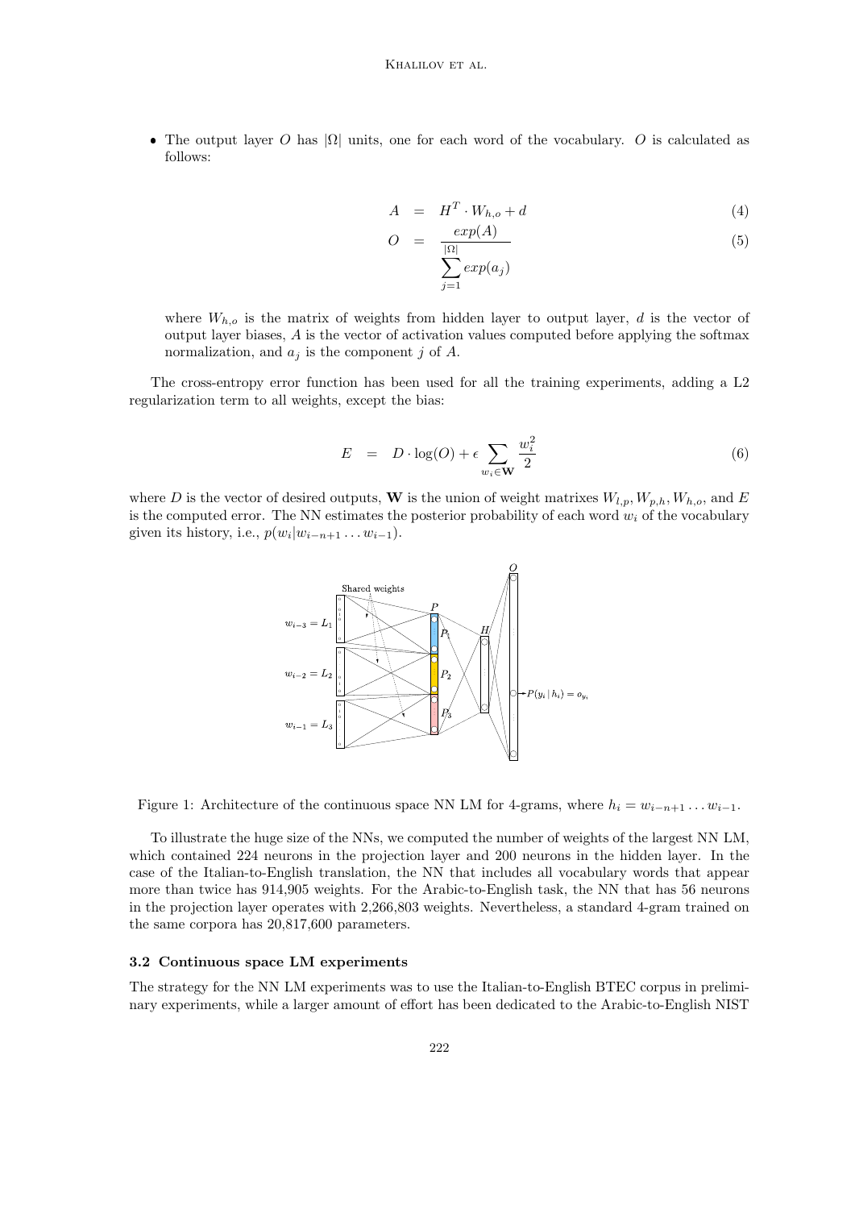- The output layer $O$ has $|\Omega|$ units, one for each word of the vocabulary. $O$ is calculated as follows:

$$A = H^T \cdot W_{h,o} + d \tag{4}$$

$$O = \frac{exp(A)}{\sum_{j=1}^{|\Omega|} exp(a_j)} \tag{5}$$

where $W_{h,o}$ is the matrix of weights from hidden layer to output layer, $d$ is the vector of output layer biases, $A$ is the vector of activation values computed before applying the softmax normalization, and $a_j$ is the component $j$ of $A$.

The cross-entropy error function has been used for all the training experiments, adding a L2 regularization term to all weights, except the bias:

$$E = D \cdot \log(O) + \epsilon \sum_{w_i \in \mathbf{W}} \frac{w_i^2}{2} \tag{6}$$

where $D$ is the vector of desired outputs, $\mathbf{W}$ is the union of weight matrixes $W_{l,p}, W_{p,h}, W_{h,o}$, and $E$ is the computed error. The NN estimates the posterior probability of each word $w_i$ of the vocabulary given its history, i.e., $p(w_i|w_{i-n+1} \dots w_{i-1})$.

Figure 1: Architecture of the continuous space NN LM for 4-grams, where $h_i = w_{i-n+1} \dots w_{i-1}$.

To illustrate the huge size of the NNs, we computed the number of weights of the largest NN LM, which contained 224 neurons in the projection layer and 200 neurons in the hidden layer. In the case of the Italian-to-English translation, the NN that includes all vocabulary words that appear more than twice has 914,905 weights. For the Arabic-to-English task, the NN that has 56 neurons in the projection layer operates with 2,266,803 weights. Nevertheless, a standard 4-gram trained on the same corpora has 20,817,600 parameters.

### 3.2 Continuous space LM experiments

The strategy for the NN LM experiments was to use the Italian-to-English BTEC corpus in preliminary experiments, while a larger amount of effort has been dedicated to the Arabic-to-English NIST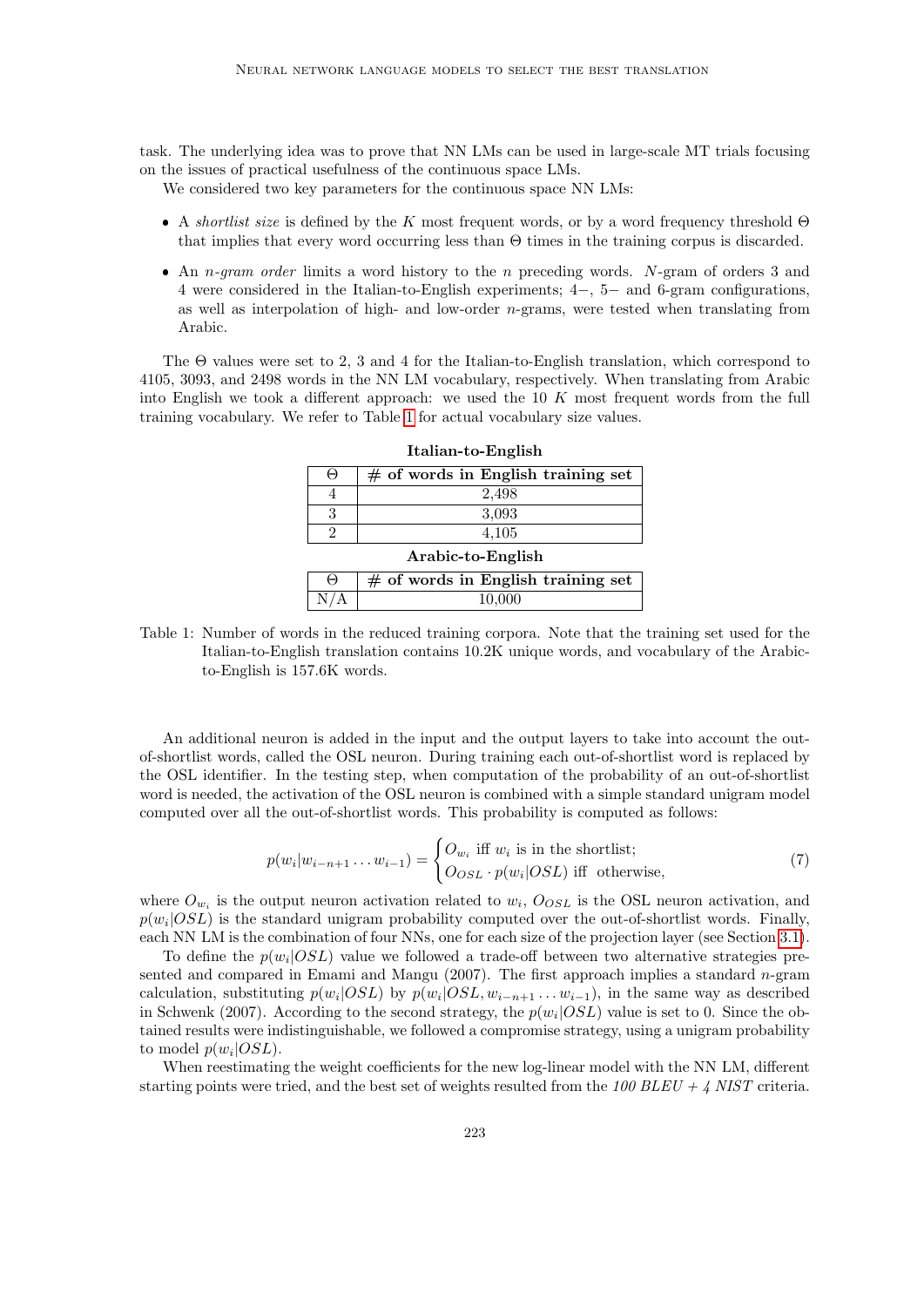task. The underlying idea was to prove that NN LMs can be used in large-scale MT trials focusing on the issues of practical usefulness of the continuous space LMs.

We considered two key parameters for the continuous space NN LMs:

- A *shortlist size* is defined by the $K$ most frequent words, or by a word frequency threshold $\Theta$ that implies that every word occurring less than $\Theta$ times in the training corpus is discarded.
- An *n-gram order* limits a word history to the $n$ preceding words. $N$-gram of orders 3 and 4 were considered in the Italian-to-English experiments; 4−, 5− and 6-gram configurations, as well as interpolation of high- and low-order $n$-grams, were tested when translating from Arabic.

The $\Theta$ values were set to 2, 3 and 4 for the Italian-to-English translation, which correspond to 4105, 3093, and 2498 words in the NN LM vocabulary, respectively. When translating from Arabic into English we took a different approach: we used the 10 $K$ most frequent words from the full training vocabulary. We refer to Table 1 for actual vocabulary size values.

**Italian-to-English**

| $\Theta$ | # of words in English training set |
|---|---|
| 4 | 2,498 |
| 3 | 3,093 |
| 2 | 4,105 |

**Arabic-to-English**

| $\Theta$ | # of words in English training set |
|---|---|
| N/A | 10,000 |

Table 1: Number of words in the reduced training corpora. Note that the training set used for the Italian-to-English translation contains 10.2K unique words, and vocabulary of the Arabic-to-English is 157.6K words.

An additional neuron is added in the input and the output layers to take into account the out-of-shortlist words, called the OSL neuron. During training each out-of-shortlist word is replaced by the OSL identifier. In the testing step, when computation of the probability of an out-of-shortlist word is needed, the activation of the OSL neuron is combined with a simple standard unigram model computed over all the out-of-shortlist words. This probability is computed as follows:

$$p(w_i|w_{i-n+1}\dots w_{i-1}) = \begin{cases} O_{w_i} \text{ iff } w_i \text{ is in the shortlist;} \\ O_{OSL} \cdot p(w_i|OSL) \text{ iff otherwise,} \end{cases} \tag{7}$$

where $O_{w_i}$ is the output neuron activation related to $w_i$, $O_{OSL}$ is the OSL neuron activation, and $p(w_i|OSL)$ is the standard unigram probability computed over the out-of-shortlist words. Finally, each NN LM is the combination of four NNs, one for each size of the projection layer (see Section 3.1).

To define the $p(w_i|OSL)$ value we followed a trade-off between two alternative strategies presented and compared in Emami and Mangu (2007). The first approach implies a standard $n$-gram calculation, substituting $p(w_i|OSL)$ by $p(w_i|OSL, w_{i-n+1}\dots w_{i-1})$, in the same way as described in Schwenk (2007). According to the second strategy, the $p(w_i|OSL)$ value is set to 0. Since the obtained results were indistinguishable, we followed a compromise strategy, using a unigram probability to model $p(w_i|OSL)$.

When reestimating the weight coefficients for the new log-linear model with the NN LM, different starting points were tried, and the best set of weights resulted from the *100 BLEU + 4 NIST* criteria.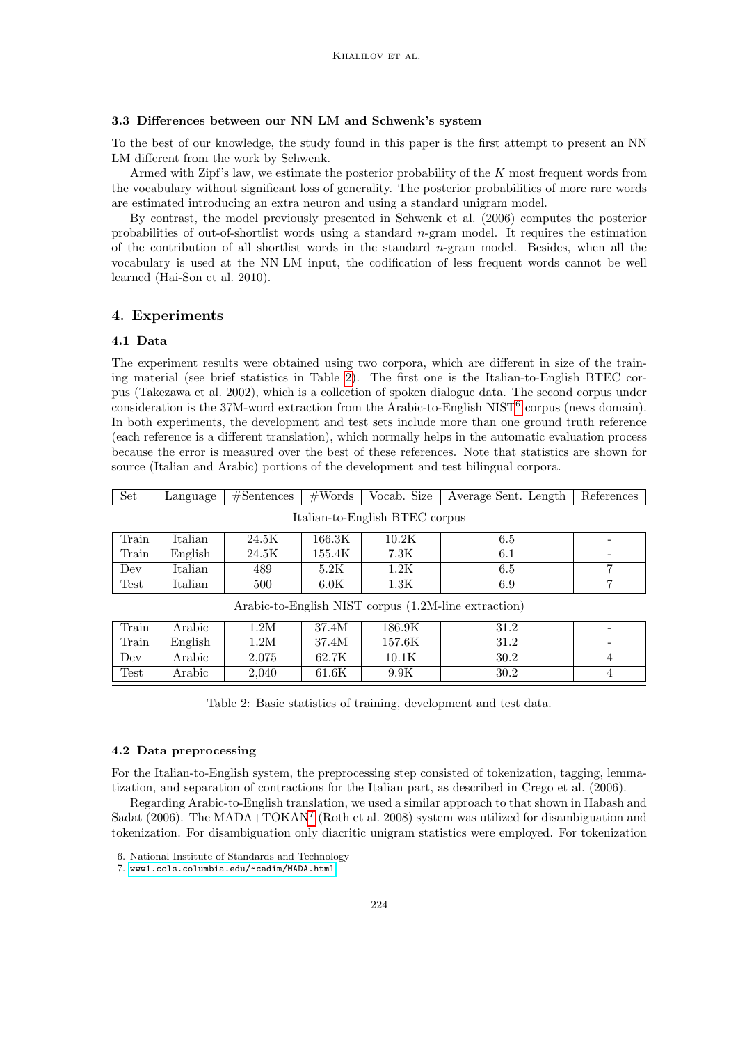### 3.3 Differences between our NN LM and Schwenk's system

To the best of our knowledge, the study found in this paper is the first attempt to present an NN LM different from the work by Schwenk.

Armed with Zipf's law, we estimate the posterior probability of the $K$ most frequent words from the vocabulary without significant loss of generality. The posterior probabilities of more rare words are estimated introducing an extra neuron and using a standard unigram model.

By contrast, the model previously presented in Schwenk et al. (2006) computes the posterior probabilities of out-of-shortlist words using a standard $n$-gram model. It requires the estimation of the contribution of all shortlist words in the standard $n$-gram model. Besides, when all the vocabulary is used at the NN LM input, the codification of less frequent words cannot be well learned (Hai-Son et al. 2010).

## 4. Experiments

### 4.1 Data

The experiment results were obtained using two corpora, which are different in size of the training material (see brief statistics in Table 2). The first one is the Italian-to-English BTEC corpus (Takezawa et al. 2002), which is a collection of spoken dialogue data. The second corpus under consideration is the 37M-word extraction from the Arabic-to-English NIST[6] corpus (news domain). In both experiments, the development and test sets include more than one ground truth reference (each reference is a different translation), which normally helps in the automatic evaluation process because the error is measured over the best of these references. Note that statistics are shown for source (Italian and Arabic) portions of the development and test bilingual corpora.

| Set | Language | #Sentences | #Words | Vocab. Size | Average Sent. Length | References |
|---|---|---|---|---|---|---|
| Italian-to-English BTEC corpus | | | | | | |
| Train | Italian | 24.5K | 166.3K | 10.2K | 6.5 | - |
| Train | English | 24.5K | 155.4K | 7.3K | 6.1 | - |
| Dev | Italian | 489 | 5.2K | 1.2K | 6.5 | 7 |
| Test | Italian | 500 | 6.0K | 1.3K | 6.9 | 7 |
| Arabic-to-English NIST corpus (1.2M-line extraction) | | | | | | |
| Train | Arabic | 1.2M | 37.4M | 186.9K | 31.2 | - |
| Train | English | 1.2M | 37.4M | 157.6K | 31.2 | - |
| Dev | Arabic | 2,075 | 62.7K | 10.1K | 30.2 | 4 |
| Test | Arabic | 2,040 | 61.6K | 9.9K | 30.2 | 4 |

Table 2: Basic statistics of training, development and test data.

### 4.2 Data preprocessing

For the Italian-to-English system, the preprocessing step consisted of tokenization, tagging, lemmatization, and separation of contractions for the Italian part, as described in Crego et al. (2006).

Regarding Arabic-to-English translation, we used a similar approach to that shown in Habash and Sadat (2006). The MADA+TOKAN[7] (Roth et al. 2008) system was utilized for disambiguation and tokenization. For disambiguation only diacritic unigram statistics were employed. For tokenization

6. National Institute of Standards and Technology
7. www1.ccls.columbia.edu/~cadim/MADA.html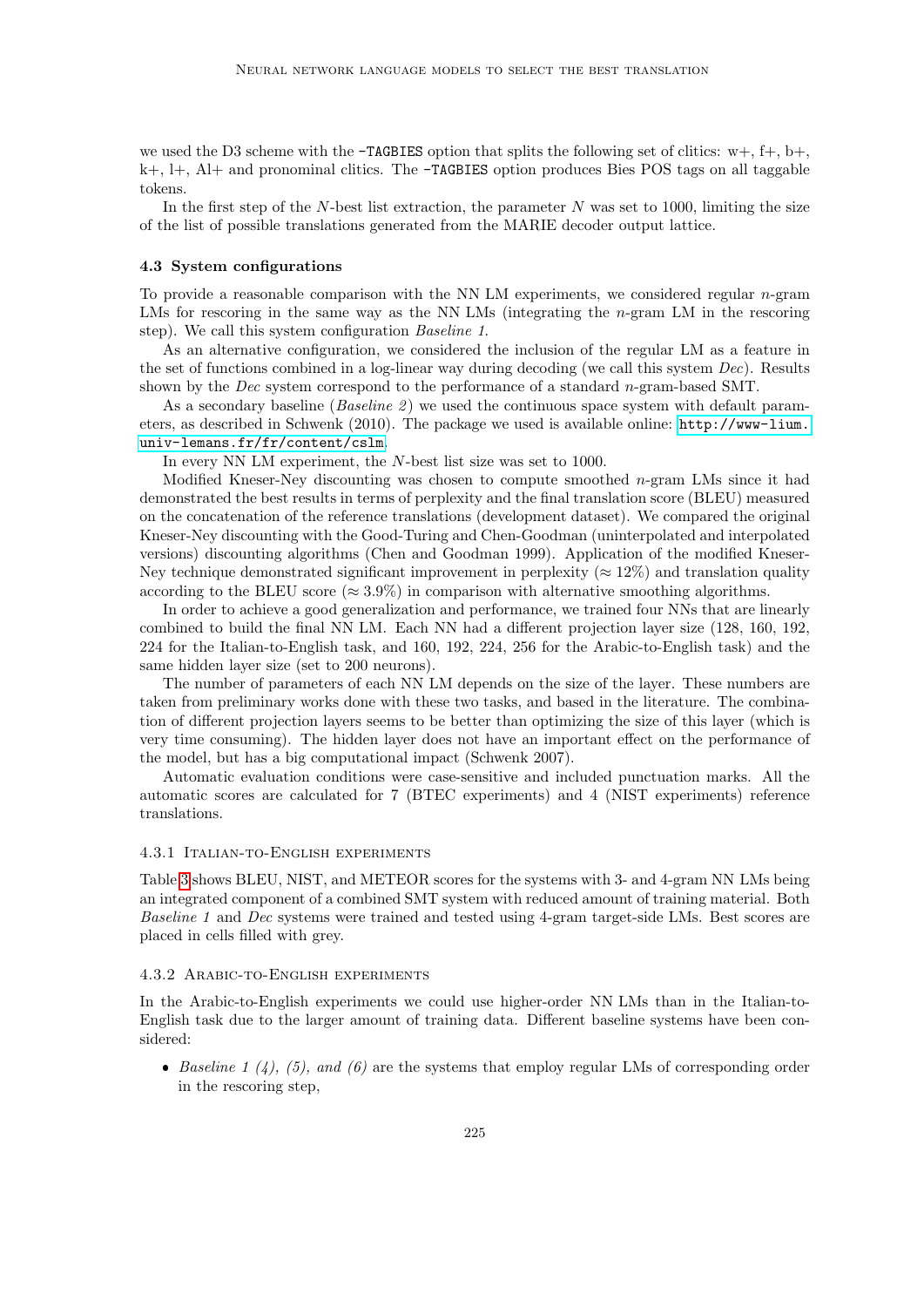we used the D3 scheme with the `-TAGBIES` option that splits the following set of clitics: w+, f+, b+, k+, l+, Al+ and pronominal clitics. The `-TAGBIES` option produces Bies POS tags on all taggable tokens.

In the first step of the $N$-best list extraction, the parameter $N$ was set to 1000, limiting the size of the list of possible translations generated from the MARIE decoder output lattice.

### 4.3 System configurations

To provide a reasonable comparison with the NN LM experiments, we considered regular $n$-gram LMs for rescoring in the same way as the NN LMs (integrating the $n$-gram LM in the rescoring step). We call this system configuration *Baseline 1*.

As an alternative configuration, we considered the inclusion of the regular LM as a feature in the set of functions combined in a log-linear way during decoding (we call this system *Dec*). Results shown by the *Dec* system correspond to the performance of a standard $n$-gram-based SMT.

As a secondary baseline (*Baseline 2*) we used the continuous space system with default parameters, as described in Schwenk (2010). The package we used is available online: `http://www-lium.univ-lemans.fr/fr/content/cslm`.

In every NN LM experiment, the $N$-best list size was set to 1000.

Modified Kneser-Ney discounting was chosen to compute smoothed $n$-gram LMs since it had demonstrated the best results in terms of perplexity and the final translation score (BLEU) measured on the concatenation of the reference translations (development dataset). We compared the original Kneser-Ney discounting with the Good-Turing and Chen-Goodman (uninterpolated and interpolated versions) discounting algorithms (Chen and Goodman 1999). Application of the modified Kneser-Ney technique demonstrated significant improvement in perplexity ($\approx 12\%$) and translation quality according to the BLEU score ($\approx 3.9\%$) in comparison with alternative smoothing algorithms.

In order to achieve a good generalization and performance, we trained four NNs that are linearly combined to build the final NN LM. Each NN had a different projection layer size (128, 160, 192, 224 for the Italian-to-English task, and 160, 192, 224, 256 for the Arabic-to-English task) and the same hidden layer size (set to 200 neurons).

The number of parameters of each NN LM depends on the size of the layer. These numbers are taken from preliminary works done with these two tasks, and based in the literature. The combination of different projection layers seems to be better than optimizing the size of this layer (which is very time consuming). The hidden layer does not have an important effect on the performance of the model, but has a big computational impact (Schwenk 2007).

Automatic evaluation conditions were case-sensitive and included punctuation marks. All the automatic scores are calculated for 7 (BTEC experiments) and 4 (NIST experiments) reference translations.

#### 4.3.1 Italian-to-English experiments

Table 3 shows BLEU, NIST, and METEOR scores for the systems with 3- and 4-gram NN LMs being an integrated component of a combined SMT system with reduced amount of training material. Both *Baseline 1* and *Dec* systems were trained and tested using 4-gram target-side LMs. Best scores are placed in cells filled with grey.

#### 4.3.2 Arabic-to-English experiments

In the Arabic-to-English experiments we could use higher-order NN LMs than in the Italian-to-English task due to the larger amount of training data. Different baseline systems have been considered:

- *Baseline 1 (4), (5), and (6)* are the systems that employ regular LMs of corresponding order in the rescoring step,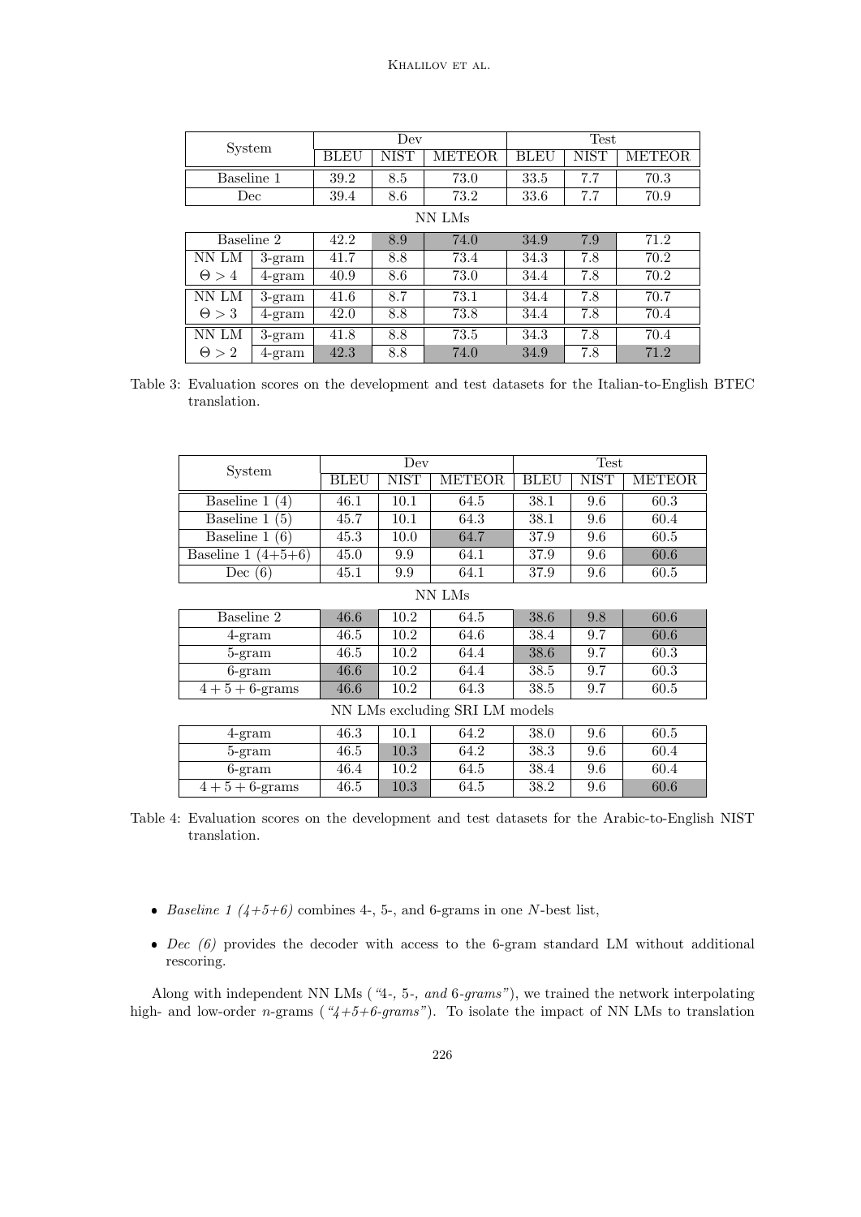| System | | Dev | | | Test | | |
|---|---|---|---|---|---|---|---|
| | | BLEU | NIST | METEOR | BLEU | NIST | METEOR |
| Baseline 1 | | 39.2 | 8.5 | 73.0 | 33.5 | 7.7 | 70.3 |
| Dec | | 39.4 | 8.6 | 73.2 | 33.6 | 7.7 | 70.9 |
| NN LMs | | | | | | | |
| Baseline 2 | | 42.2 | 8.9 | 74.0 | 34.9 | 7.9 | 71.2 |
| NN LM | 3-gram | 41.7 | 8.8 | 73.4 | 34.3 | 7.8 | 70.2 |
| $\Theta > 4$ | 4-gram | 40.9 | 8.6 | 73.0 | 34.4 | 7.8 | 70.2 |
| NN LM | 3-gram | 41.6 | 8.7 | 73.1 | 34.4 | 7.8 | 70.7 |
| $\Theta > 3$ | 4-gram | 42.0 | 8.8 | 73.8 | 34.4 | 7.8 | 70.4 |
| NN LM | 3-gram | 41.8 | 8.8 | 73.5 | 34.3 | 7.8 | 70.4 |
| $\Theta > 2$ | 4-gram | 42.3 | 8.8 | 74.0 | 34.9 | 7.8 | 71.2 |

Table 3: Evaluation scores on the development and test datasets for the Italian-to-English BTEC translation.

| System | Dev | | | Test | | |
|---|---|---|---|---|---|---|
| | BLEU | NIST | METEOR | BLEU | NIST | METEOR |
| Baseline 1 (4) | 46.1 | 10.1 | 64.5 | 38.1 | 9.6 | 60.3 |
| Baseline 1 (5) | 45.7 | 10.1 | 64.3 | 38.1 | 9.6 | 60.4 |
| Baseline 1 (6) | 45.3 | 10.0 | 64.7 | 37.9 | 9.6 | 60.5 |
| Baseline 1 (4+5+6) | 45.0 | 9.9 | 64.1 | 37.9 | 9.6 | 60.6 |
| Dec (6) | 45.1 | 9.9 | 64.1 | 37.9 | 9.6 | 60.5 |
| NN LMs | | | | | | |
| Baseline 2 | 46.6 | 10.2 | 64.5 | 38.6 | 9.8 | 60.6 |
| 4-gram | 46.5 | 10.2 | 64.6 | 38.4 | 9.7 | 60.6 |
| 5-gram | 46.5 | 10.2 | 64.4 | 38.6 | 9.7 | 60.3 |
| 6-gram | 46.6 | 10.2 | 64.4 | 38.5 | 9.7 | 60.3 |
| $4+5+6$-grams | 46.6 | 10.2 | 64.3 | 38.5 | 9.7 | 60.5 |
| NN LMs excluding SRI LM models | | | | | | |
| 4-gram | 46.3 | 10.1 | 64.2 | 38.0 | 9.6 | 60.5 |
| 5-gram | 46.5 | 10.3 | 64.2 | 38.3 | 9.6 | 60.4 |
| 6-gram | 46.4 | 10.2 | 64.5 | 38.4 | 9.6 | 60.4 |
| $4+5+6$-grams | 46.5 | 10.3 | 64.5 | 38.2 | 9.6 | 60.6 |

Table 4: Evaluation scores on the development and test datasets for the Arabic-to-English NIST translation.

- *Baseline 1 (4+5+6)* combines 4-, 5-, and 6-grams in one $N$-best list,
- *Dec (6)* provides the decoder with access to the 6-gram standard LM without additional rescoring.

Along with independent NN LMs (*"4-, 5-, and 6-grams"*), we trained the network interpolating high- and low-order $n$-grams (*"4+5+6-grams"*). To isolate the impact of NN LMs to translation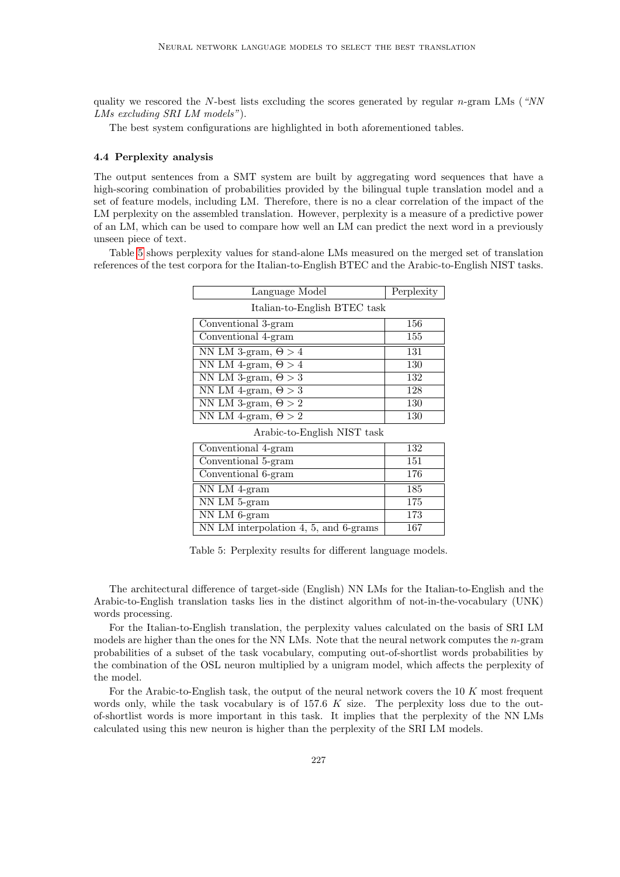quality we rescored the $N$-best lists excluding the scores generated by regular $n$-gram LMs (*"NN LMs excluding SRI LM models"*).

The best system configurations are highlighted in both aforementioned tables.

### 4.4 Perplexity analysis

The output sentences from a SMT system are built by aggregating word sequences that have a high-scoring combination of probabilities provided by the bilingual tuple translation model and a set of feature models, including LM. Therefore, there is no a clear correlation of the impact of the LM perplexity on the assembled translation. However, perplexity is a measure of a predictive power of an LM, which can be used to compare how well an LM can predict the next word in a previously unseen piece of text.

Table 5 shows perplexity values for stand-alone LMs measured on the merged set of translation references of the test corpora for the Italian-to-English BTEC and the Arabic-to-English NIST tasks.

| Language Model | Perplexity |
|---|---|
| Italian-to-English BTEC task | |
| Conventional 3-gram | 156 |
| Conventional 4-gram | 155 |
| NN LM 3-gram, $\Theta > 4$ | 131 |
| NN LM 4-gram, $\Theta > 4$ | 130 |
| NN LM 3-gram, $\Theta > 3$ | 132 |
| NN LM 4-gram, $\Theta > 3$ | 128 |
| NN LM 3-gram, $\Theta > 2$ | 130 |
| NN LM 4-gram, $\Theta > 2$ | 130 |
| Arabic-to-English NIST task | |
| Conventional 4-gram | 132 |
| Conventional 5-gram | 151 |
| Conventional 6-gram | 176 |
| NN LM 4-gram | 185 |
| NN LM 5-gram | 175 |
| NN LM 6-gram | 173 |
| NN LM interpolation 4, 5, and 6-grams | 167 |

Table 5: Perplexity results for different language models.

The architectural difference of target-side (English) NN LMs for the Italian-to-English and the Arabic-to-English translation tasks lies in the distinct algorithm of not-in-the-vocabulary (UNK) words processing.

For the Italian-to-English translation, the perplexity values calculated on the basis of SRI LM models are higher than the ones for the NN LMs. Note that the neural network computes the $n$-gram probabilities of a subset of the task vocabulary, computing out-of-shortlist words probabilities by the combination of the OSL neuron multiplied by a unigram model, which affects the perplexity of the model.

For the Arabic-to-English task, the output of the neural network covers the 10 $K$ most frequent words only, while the task vocabulary is of 157.6 $K$ size. The perplexity loss due to the out-of-shortlist words is more important in this task. It implies that the perplexity of the NN LMs calculated using this new neuron is higher than the perplexity of the SRI LM models.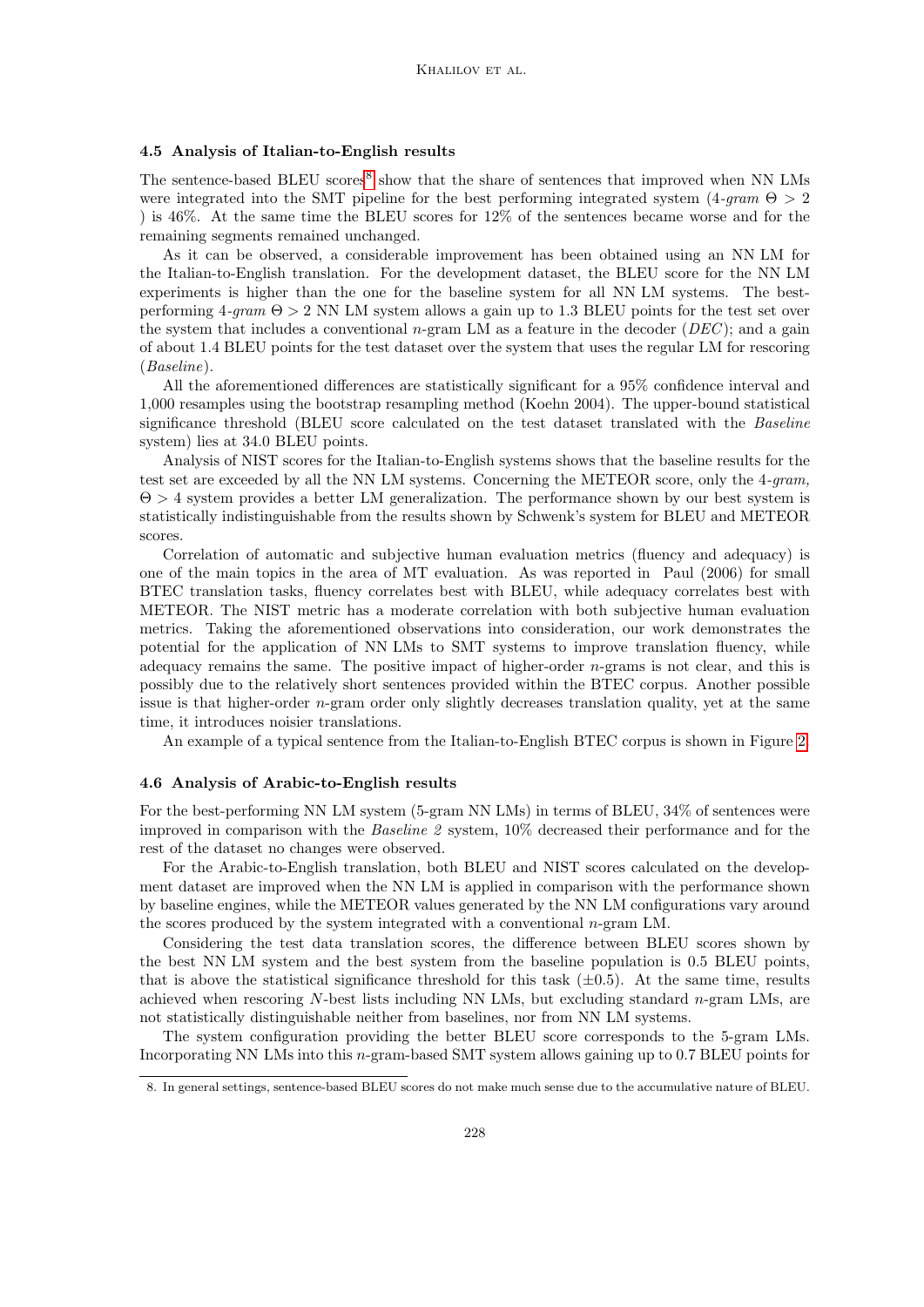### 4.5 Analysis of Italian-to-English results

The sentence-based BLEU scores[8] show that the share of sentences that improved when NN LMs were integrated into the SMT pipeline for the best performing integrated system (*4-gram* $\Theta > 2$ ) is 46%. At the same time the BLEU scores for 12% of the sentences became worse and for the remaining segments remained unchanged.

As it can be observed, a considerable improvement has been obtained using an NN LM for the Italian-to-English translation. For the development dataset, the BLEU score for the NN LM experiments is higher than the one for the baseline system for all NN LM systems. The best-performing *4-gram* $\Theta > 2$ NN LM system allows a gain up to 1.3 BLEU points for the test set over the system that includes a conventional $n$-gram LM as a feature in the decoder (*DEC*); and a gain of about 1.4 BLEU points for the test dataset over the system that uses the regular LM for rescoring (*Baseline*).

All the aforementioned differences are statistically significant for a 95% confidence interval and 1,000 resamples using the bootstrap resampling method (Koehn 2004). The upper-bound statistical significance threshold (BLEU score calculated on the test dataset translated with the *Baseline* system) lies at 34.0 BLEU points.

Analysis of NIST scores for the Italian-to-English systems shows that the baseline results for the test set are exceeded by all the NN LM systems. Concerning the METEOR score, only the *4-gram,* $\Theta > 4$ system provides a better LM generalization. The performance shown by our best system is statistically indistinguishable from the results shown by Schwenk's system for BLEU and METEOR scores.

Correlation of automatic and subjective human evaluation metrics (fluency and adequacy) is one of the main topics in the area of MT evaluation. As was reported in Paul (2006) for small BTEC translation tasks, fluency correlates best with BLEU, while adequacy correlates best with METEOR. The NIST metric has a moderate correlation with both subjective human evaluation metrics. Taking the aforementioned observations into consideration, our work demonstrates the potential for the application of NN LMs to SMT systems to improve translation fluency, while adequacy remains the same. The positive impact of higher-order $n$-grams is not clear, and this is possibly due to the relatively short sentences provided within the BTEC corpus. Another possible issue is that higher-order $n$-gram order only slightly decreases translation quality, yet at the same time, it introduces noisier translations.

An example of a typical sentence from the Italian-to-English BTEC corpus is shown in Figure 2.

### 4.6 Analysis of Arabic-to-English results

For the best-performing NN LM system (5-gram NN LMs) in terms of BLEU, 34% of sentences were improved in comparison with the *Baseline 2* system, 10% decreased their performance and for the rest of the dataset no changes were observed.

For the Arabic-to-English translation, both BLEU and NIST scores calculated on the development dataset are improved when the NN LM is applied in comparison with the performance shown by baseline engines, while the METEOR values generated by the NN LM configurations vary around the scores produced by the system integrated with a conventional $n$-gram LM.

Considering the test data translation scores, the difference between BLEU scores shown by the best NN LM system and the best system from the baseline population is 0.5 BLEU points, that is above the statistical significance threshold for this task ($\pm 0.5$). At the same time, results achieved when rescoring $N$-best lists including NN LMs, but excluding standard $n$-gram LMs, are not statistically distinguishable neither from baselines, nor from NN LM systems.

The system configuration providing the better BLEU score corresponds to the 5-gram LMs. Incorporating NN LMs into this $n$-gram-based SMT system allows gaining up to 0.7 BLEU points for

8. In general settings, sentence-based BLEU scores do not make much sense due to the accumulative nature of BLEU.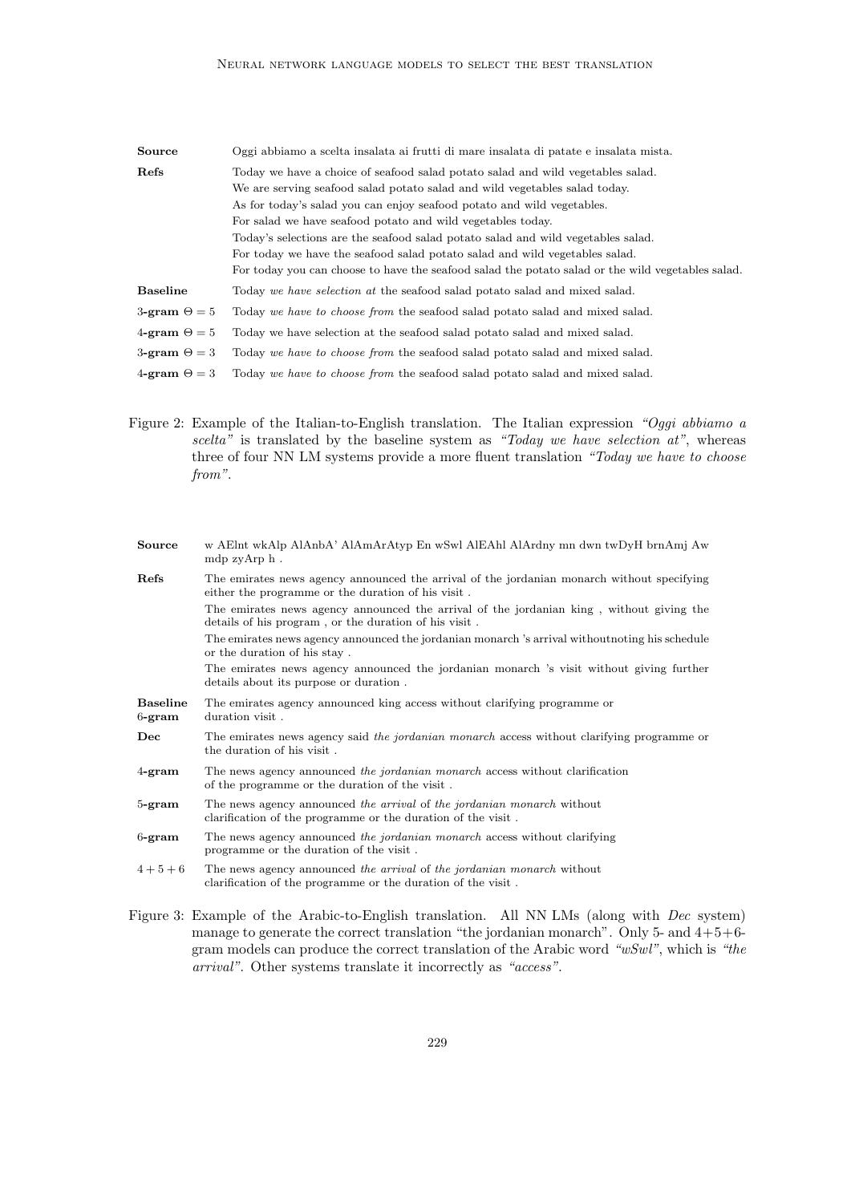| | |
|---|---|
| **Source** | Oggi abbiamo a scelta insalata ai frutti di mare insalata di patate e insalata mista. |
| **Refs** | Today we have a choice of seafood salad potato salad and wild vegetables salad.<br>We are serving seafood salad potato salad and wild vegetables salad today.<br>As for today's salad you can enjoy seafood potato and wild vegetables.<br>For salad we have seafood potato and wild vegetables today.<br>Today's selections are the seafood salad potato salad and wild vegetables salad.<br>For today we have the seafood salad potato salad and wild vegetables salad.<br>For today you can choose to have the seafood salad the potato salad or the wild vegetables salad. |
| **Baseline** | Today *we have selection at* the seafood salad potato salad and mixed salad. |
| **3-gram** $\Theta = 5$ | Today *we have to choose from* the seafood salad potato salad and mixed salad. |
| **4-gram** $\Theta = 5$ | Today we have selection at the seafood salad potato salad and mixed salad. |
| **3-gram** $\Theta = 3$ | Today *we have to choose from* the seafood salad potato salad and mixed salad. |
| **4-gram** $\Theta = 3$ | Today *we have to choose from* the seafood salad potato salad and mixed salad. |

Figure 2: Example of the Italian-to-English translation. The Italian expression *"Oggi abbiamo a scelta"* is translated by the baseline system as *"Today we have selection at"*, whereas three of four NN LM systems provide a more fluent translation *"Today we have to choose from"*.

| | |
|---|---|
| **Source** | w AElnt wkAlp AlAnbA' AlAmArAtyp En wSwl AlEAhl AlArdny mn dwn twDyH brnAmj Aw mdp zyArp h . |
| **Refs** | The emirates news agency announced the arrival of the jordanian monarch without specifying either the programme or the duration of his visit .<br>The emirates news agency announced the arrival of the jordanian king , without giving the details of his program , or the duration of his visit .<br>The emirates news agency announced the jordanian monarch 's arrival withoutnoting his schedule or the duration of his stay .<br>The emirates news agency announced the jordanian monarch 's visit without giving further details about its purpose or duration . |
| **Baseline 6-gram** | The emirates agency announced king access without clarifying programme or duration visit . |
| **Dec** | The emirates news agency said *the jordanian monarch* access without clarifying programme or the duration of his visit . |
| **4-gram** | The news agency announced *the jordanian monarch* access without clarification of the programme or the duration of the visit . |
| **5-gram** | The news agency announced *the arrival* of *the jordanian monarch* without clarification of the programme or the duration of the visit . |
| **6-gram** | The news agency announced *the jordanian monarch* access without clarifying programme or the duration of the visit . |
| $4+5+6$ | The news agency announced *the arrival* of *the jordanian monarch* without clarification of the programme or the duration of the visit . |

Figure 3: Example of the Arabic-to-English translation. All NN LMs (along with *Dec* system) manage to generate the correct translation "the jordanian monarch". Only 5- and 4+5+6-gram models can produce the correct translation of the Arabic word *"wSwl"*, which is *"the arrival"*. Other systems translate it incorrectly as *"access"*.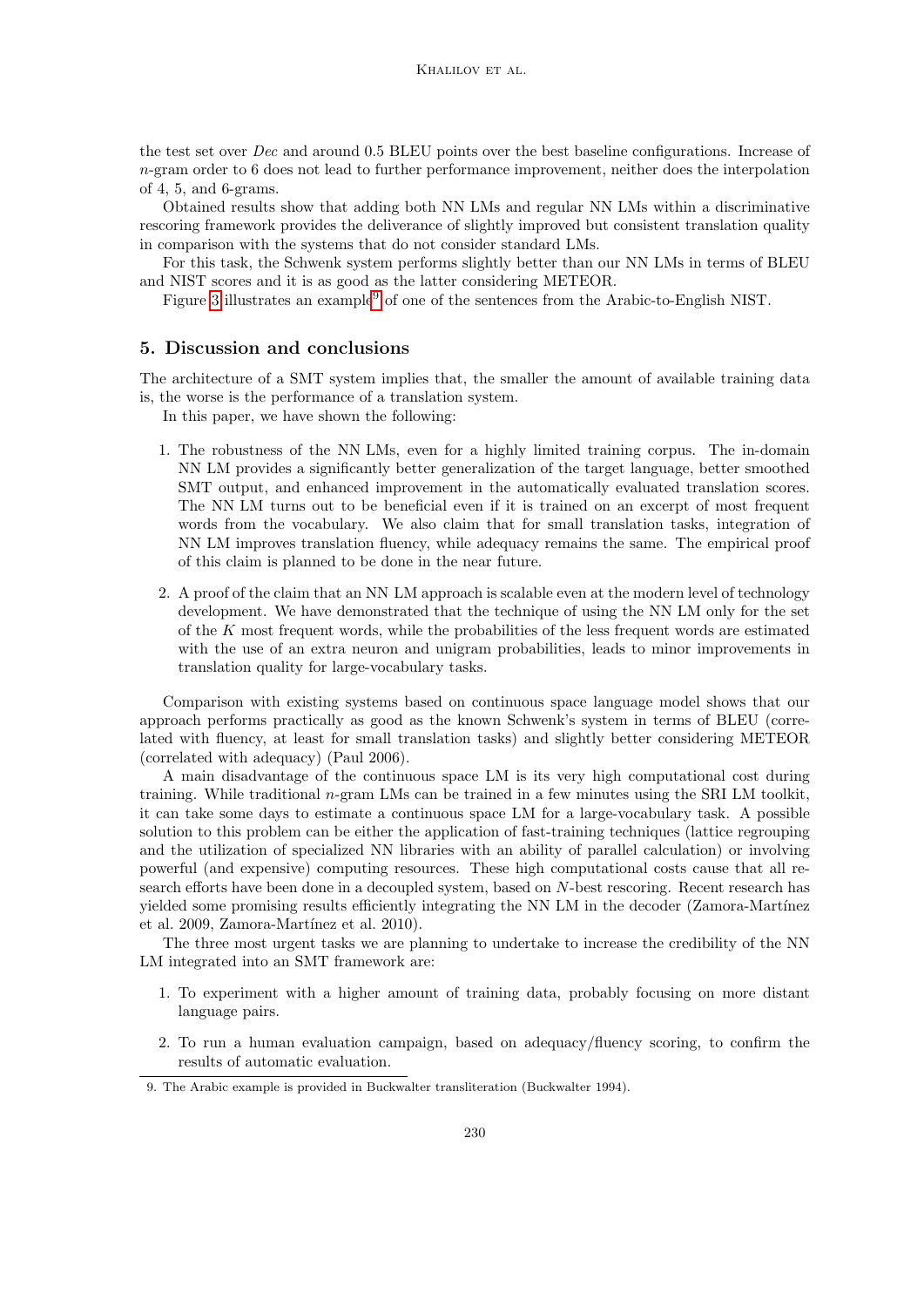the test set over *Dec* and around 0.5 BLEU points over the best baseline configurations. Increase of $n$-gram order to 6 does not lead to further performance improvement, neither does the interpolation of 4, 5, and 6-grams.

Obtained results show that adding both NN LMs and regular NN LMs within a discriminative rescoring framework provides the deliverance of slightly improved but consistent translation quality in comparison with the systems that do not consider standard LMs.

For this task, the Schwenk system performs slightly better than our NN LMs in terms of BLEU and NIST scores and it is as good as the latter considering METEOR.

Figure 3 illustrates an example[9] of one of the sentences from the Arabic-to-English NIST.

## 5. Discussion and conclusions

The architecture of a SMT system implies that, the smaller the amount of available training data is, the worse is the performance of a translation system.

In this paper, we have shown the following:

1. The robustness of the NN LMs, even for a highly limited training corpus. The in-domain NN LM provides a significantly better generalization of the target language, better smoothed SMT output, and enhanced improvement in the automatically evaluated translation scores. The NN LM turns out to be beneficial even if it is trained on an excerpt of most frequent words from the vocabulary. We also claim that for small translation tasks, integration of NN LM improves translation fluency, while adequacy remains the same. The empirical proof of this claim is planned to be done in the near future.
2. A proof of the claim that an NN LM approach is scalable even at the modern level of technology development. We have demonstrated that the technique of using the NN LM only for the set of the $K$ most frequent words, while the probabilities of the less frequent words are estimated with the use of an extra neuron and unigram probabilities, leads to minor improvements in translation quality for large-vocabulary tasks.

Comparison with existing systems based on continuous space language model shows that our approach performs practically as good as the known Schwenk's system in terms of BLEU (correlated with fluency, at least for small translation tasks) and slightly better considering METEOR (correlated with adequacy) (Paul 2006).

A main disadvantage of the continuous space LM is its very high computational cost during training. While traditional $n$-gram LMs can be trained in a few minutes using the SRI LM toolkit, it can take some days to estimate a continuous space LM for a large-vocabulary task. A possible solution to this problem can be either the application of fast-training techniques (lattice regrouping and the utilization of specialized NN libraries with an ability of parallel calculation) or involving powerful (and expensive) computing resources. These high computational costs cause that all research efforts have been done in a decoupled system, based on $N$-best rescoring. Recent research has yielded some promising results efficiently integrating the NN LM in the decoder (Zamora-Martínez et al. 2009, Zamora-Martínez et al. 2010).

The three most urgent tasks we are planning to undertake to increase the credibility of the NN LM integrated into an SMT framework are:

1. To experiment with a higher amount of training data, probably focusing on more distant language pairs.
2. To run a human evaluation campaign, based on adequacy/fluency scoring, to confirm the results of automatic evaluation.

9. The Arabic example is provided in Buckwalter transliteration (Buckwalter 1994).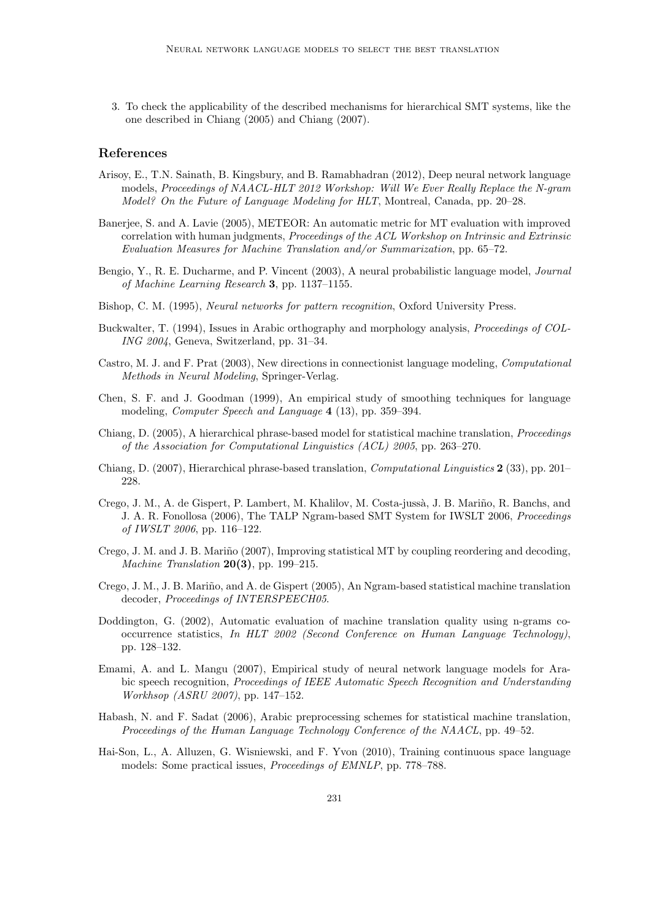3. To check the applicability of the described mechanisms for hierarchical SMT systems, like the one described in Chiang (2005) and Chiang (2007).

## References

Arisoy, E., T.N. Sainath, B. Kingsbury, and B. Ramabhadran (2012), Deep neural network language models, *Proceedings of NAACL-HLT 2012 Workshop: Will We Ever Really Replace the N-gram Model? On the Future of Language Modeling for HLT*, Montreal, Canada, pp. 20–28.

Banerjee, S. and A. Lavie (2005), METEOR: An automatic metric for MT evaluation with improved correlation with human judgments, *Proceedings of the ACL Workshop on Intrinsic and Extrinsic Evaluation Measures for Machine Translation and/or Summarization*, pp. 65–72.

Bengio, Y., R. E. Ducharme, and P. Vincent (2003), A neural probabilistic language model, *Journal of Machine Learning Research* **3**, pp. 1137–1155.

Bishop, C. M. (1995), *Neural networks for pattern recognition*, Oxford University Press.

Buckwalter, T. (1994), Issues in Arabic orthography and morphology analysis, *Proceedings of COLING 2004*, Geneva, Switzerland, pp. 31–34.

Castro, M. J. and F. Prat (2003), New directions in connectionist language modeling, *Computational Methods in Neural Modeling*, Springer-Verlag.

Chen, S. F. and J. Goodman (1999), An empirical study of smoothing techniques for language modeling, *Computer Speech and Language* **4** (13), pp. 359–394.

Chiang, D. (2005), A hierarchical phrase-based model for statistical machine translation, *Proceedings of the Association for Computational Linguistics (ACL) 2005*, pp. 263–270.

Chiang, D. (2007), Hierarchical phrase-based translation, *Computational Linguistics* **2** (33), pp. 201–228.

Crego, J. M., A. de Gispert, P. Lambert, M. Khalilov, M. Costa-jussà, J. B. Mariño, R. Banchs, and J. A. R. Fonollosa (2006), The TALP Ngram-based SMT System for IWSLT 2006, *Proceedings of IWSLT 2006*, pp. 116–122.

Crego, J. M. and J. B. Mariño (2007), Improving statistical MT by coupling reordering and decoding, *Machine Translation* **20(3)**, pp. 199–215.

Crego, J. M., J. B. Mariño, and A. de Gispert (2005), An Ngram-based statistical machine translation decoder, *Proceedings of INTERSPEECH05*.

Doddington, G. (2002), Automatic evaluation of machine translation quality using n-grams co-occurrence statistics, *In HLT 2002 (Second Conference on Human Language Technology)*, pp. 128–132.

Emami, A. and L. Mangu (2007), Empirical study of neural network language models for Arabic speech recognition, *Proceedings of IEEE Automatic Speech Recognition and Understanding Workhsop (ASRU 2007)*, pp. 147–152.

Habash, N. and F. Sadat (2006), Arabic preprocessing schemes for statistical machine translation, *Proceedings of the Human Language Technology Conference of the NAACL*, pp. 49–52.

Hai-Son, L., A. Alluzen, G. Wisniewski, and F. Yvon (2010), Training continuous space language models: Some practical issues, *Proceedings of EMNLP*, pp. 778–788.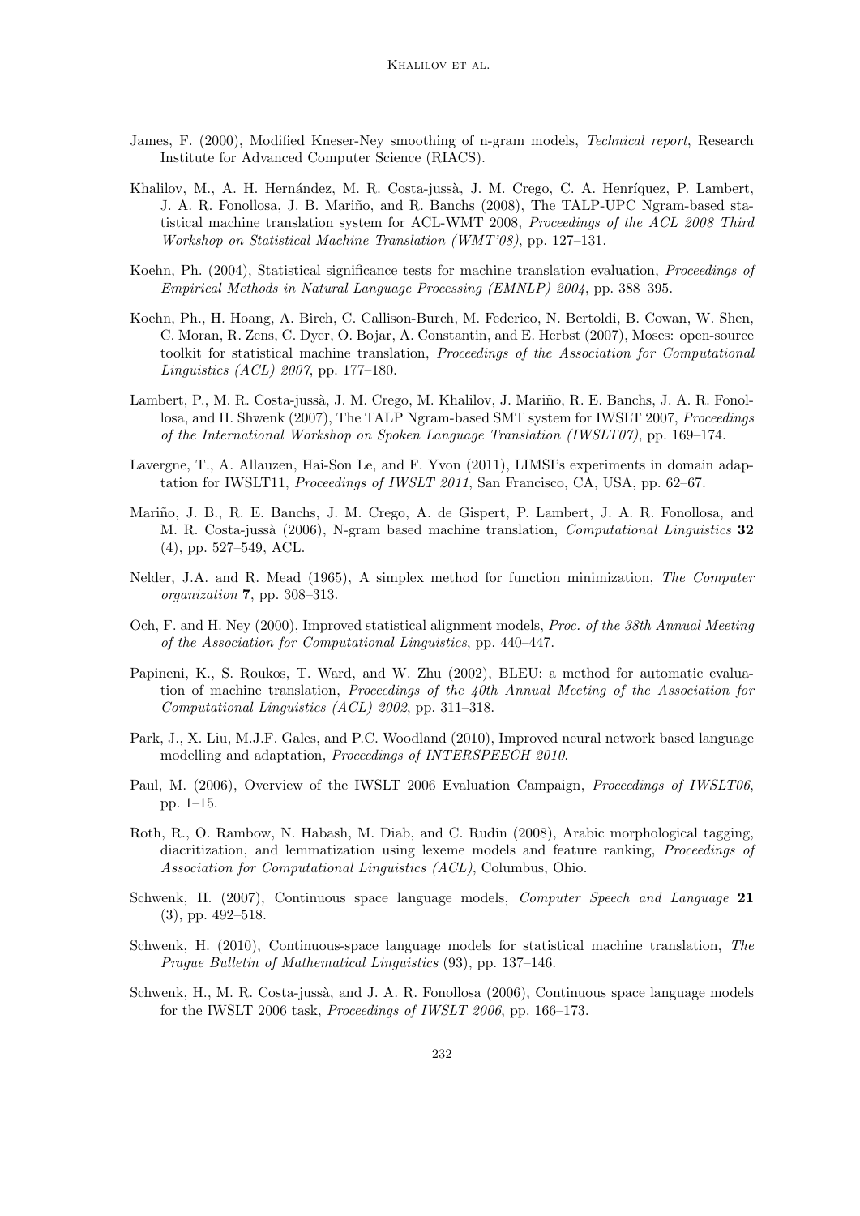James, F. (2000), Modified Kneser-Ney smoothing of n-gram models, *Technical report*, Research Institute for Advanced Computer Science (RIACS).

Khalilov, M., A. H. Hernández, M. R. Costa-jussà, J. M. Crego, C. A. Henríquez, P. Lambert, J. A. R. Fonollosa, J. B. Mariño, and R. Banchs (2008), The TALP-UPC Ngram-based statistical machine translation system for ACL-WMT 2008, *Proceedings of the ACL 2008 Third Workshop on Statistical Machine Translation (WMT'08)*, pp. 127–131.

Koehn, Ph. (2004), Statistical significance tests for machine translation evaluation, *Proceedings of Empirical Methods in Natural Language Processing (EMNLP) 2004*, pp. 388–395.

Koehn, Ph., H. Hoang, A. Birch, C. Callison-Burch, M. Federico, N. Bertoldi, B. Cowan, W. Shen, C. Moran, R. Zens, C. Dyer, O. Bojar, A. Constantin, and E. Herbst (2007), Moses: open-source toolkit for statistical machine translation, *Proceedings of the Association for Computational Linguistics (ACL) 2007*, pp. 177–180.

Lambert, P., M. R. Costa-jussà, J. M. Crego, M. Khalilov, J. Mariño, R. E. Banchs, J. A. R. Fonollosa, and H. Shwenk (2007), The TALP Ngram-based SMT system for IWSLT 2007, *Proceedings of the International Workshop on Spoken Language Translation (IWSLT07)*, pp. 169–174.

Lavergne, T., A. Allauzen, Hai-Son Le, and F. Yvon (2011), LIMSI's experiments in domain adaptation for IWSLT11, *Proceedings of IWSLT 2011*, San Francisco, CA, USA, pp. 62–67.

Mariño, J. B., R. E. Banchs, J. M. Crego, A. de Gispert, P. Lambert, J. A. R. Fonollosa, and M. R. Costa-jussà (2006), N-gram based machine translation, *Computational Linguistics* **32** (4), pp. 527–549, ACL.

Nelder, J.A. and R. Mead (1965), A simplex method for function minimization, *The Computer organization* **7**, pp. 308–313.

Och, F. and H. Ney (2000), Improved statistical alignment models, *Proc. of the 38th Annual Meeting of the Association for Computational Linguistics*, pp. 440–447.

Papineni, K., S. Roukos, T. Ward, and W. Zhu (2002), BLEU: a method for automatic evaluation of machine translation, *Proceedings of the 40th Annual Meeting of the Association for Computational Linguistics (ACL) 2002*, pp. 311–318.

Park, J., X. Liu, M.J.F. Gales, and P.C. Woodland (2010), Improved neural network based language modelling and adaptation, *Proceedings of INTERSPEECH 2010*.

Paul, M. (2006), Overview of the IWSLT 2006 Evaluation Campaign, *Proceedings of IWSLT06*, pp. 1–15.

Roth, R., O. Rambow, N. Habash, M. Diab, and C. Rudin (2008), Arabic morphological tagging, diacritization, and lemmatization using lexeme models and feature ranking, *Proceedings of Association for Computational Linguistics (ACL)*, Columbus, Ohio.

Schwenk, H. (2007), Continuous space language models, *Computer Speech and Language* **21** (3), pp. 492–518.

Schwenk, H. (2010), Continuous-space language models for statistical machine translation, *The Prague Bulletin of Mathematical Linguistics* (93), pp. 137–146.

Schwenk, H., M. R. Costa-jussà, and J. A. R. Fonollosa (2006), Continuous space language models for the IWSLT 2006 task, *Proceedings of IWSLT 2006*, pp. 166–173.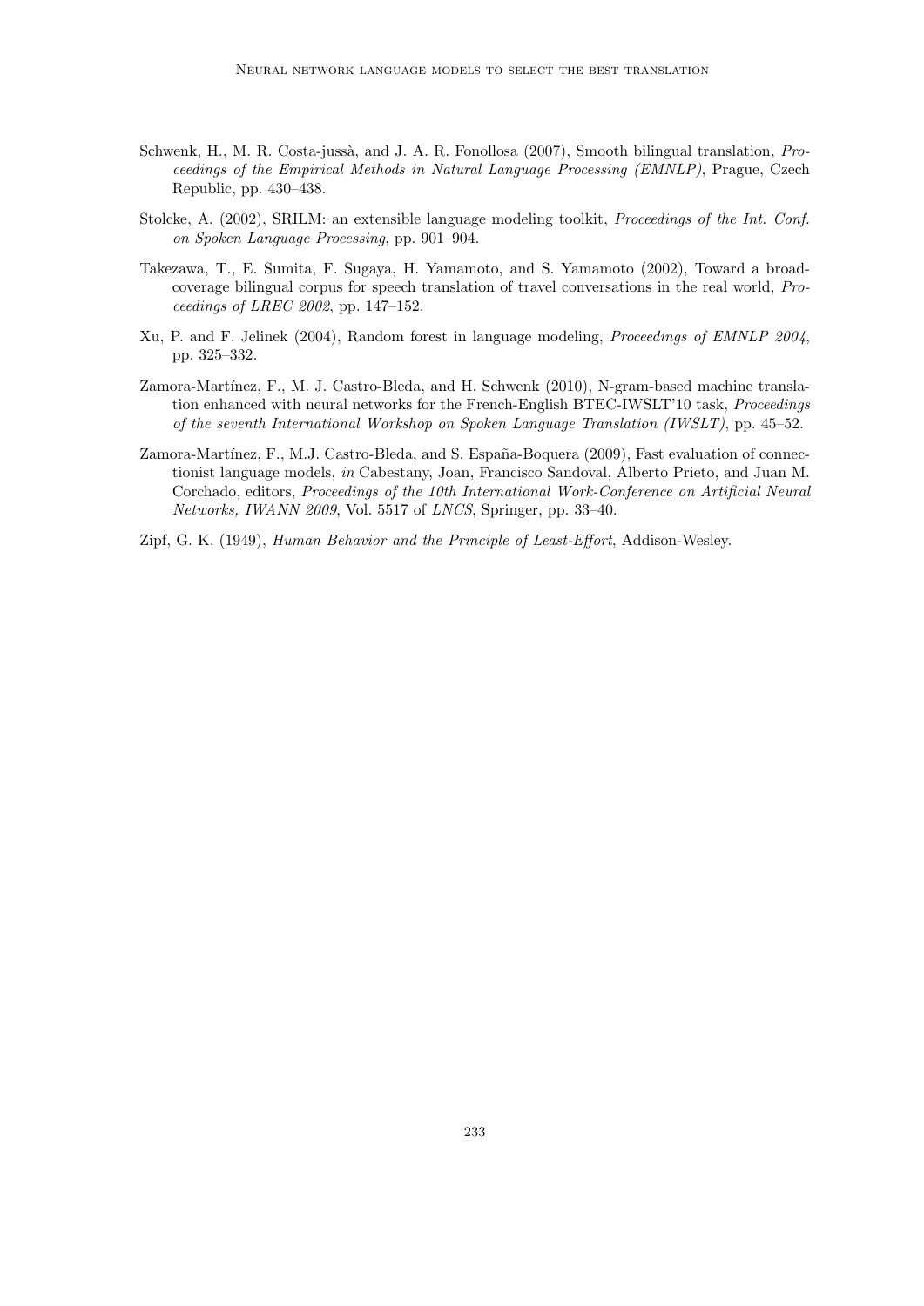Schwenk, H., M. R. Costa-jussà, and J. A. R. Fonollosa (2007), Smooth bilingual translation, *Proceedings of the Empirical Methods in Natural Language Processing (EMNLP)*, Prague, Czech Republic, pp. 430–438.

Stolcke, A. (2002), SRILM: an extensible language modeling toolkit, *Proceedings of the Int. Conf. on Spoken Language Processing*, pp. 901–904.

Takezawa, T., E. Sumita, F. Sugaya, H. Yamamoto, and S. Yamamoto (2002), Toward a broad-coverage bilingual corpus for speech translation of travel conversations in the real world, *Proceedings of LREC 2002*, pp. 147–152.

Xu, P. and F. Jelinek (2004), Random forest in language modeling, *Proceedings of EMNLP 2004*, pp. 325–332.

Zamora-Martínez, F., M. J. Castro-Bleda, and H. Schwenk (2010), N-gram-based machine translation enhanced with neural networks for the French-English BTEC-IWSLT'10 task, *Proceedings of the seventh International Workshop on Spoken Language Translation (IWSLT)*, pp. 45–52.

Zamora-Martínez, F., M.J. Castro-Bleda, and S. España-Boquera (2009), Fast evaluation of connectionist language models, *in* Cabestany, Joan, Francisco Sandoval, Alberto Prieto, and Juan M. Corchado, editors, *Proceedings of the 10th International Work-Conference on Artificial Neural Networks, IWANN 2009*, Vol. 5517 of *LNCS*, Springer, pp. 33–40.

Zipf, G. K. (1949), *Human Behavior and the Principle of Least-Effort*, Addison-Wesley.